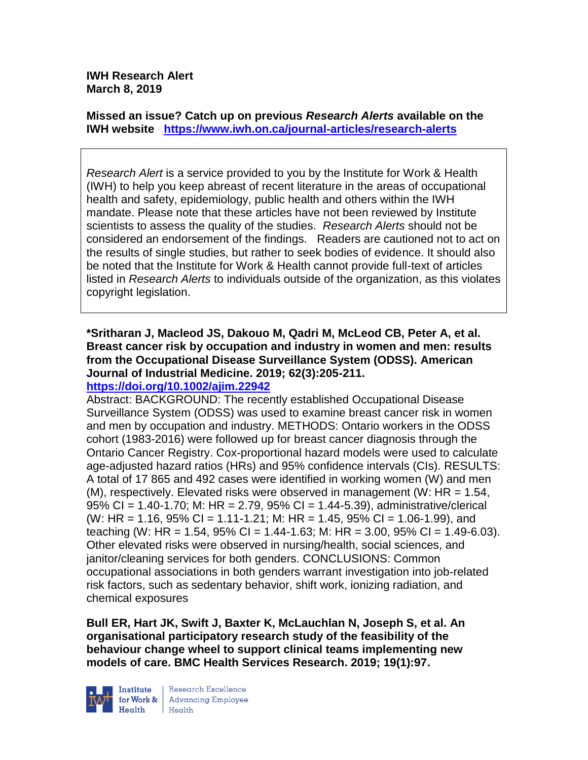**IWH Research Alert**
**March 8, 2019**

**Missed an issue? Catch up on previous *Research Alerts* available on the IWH website** **https://www.iwh.on.ca/journal-articles/research-alerts**

*Research Alert* is a service provided to you by the Institute for Work & Health (IWH) to help you keep abreast of recent literature in the areas of occupational health and safety, epidemiology, public health and others within the IWH mandate. Please note that these articles have not been reviewed by Institute scientists to assess the quality of the studies. *Research Alerts* should not be considered an endorsement of the findings. Readers are cautioned not to act on the results of single studies, but rather to seek bodies of evidence. It should also be noted that the Institute for Work & Health cannot provide full-text of articles listed in *Research Alerts* to individuals outside of the organization, as this violates copyright legislation.

**\*Sritharan J, Macleod JS, Dakouo M, Qadri M, McLeod CB, Peter A, et al. Breast cancer risk by occupation and industry in women and men: results from the Occupational Disease Surveillance System (ODSS). American Journal of Industrial Medicine. 2019; 62(3):205-211.**
**https://doi.org/10.1002/ajim.22942**

Abstract: BACKGROUND: The recently established Occupational Disease Surveillance System (ODSS) was used to examine breast cancer risk in women and men by occupation and industry. METHODS: Ontario workers in the ODSS cohort (1983-2016) were followed up for breast cancer diagnosis through the Ontario Cancer Registry. Cox-proportional hazard models were used to calculate age-adjusted hazard ratios (HRs) and 95% confidence intervals (CIs). RESULTS: A total of 17 865 and 492 cases were identified in working women (W) and men (M), respectively. Elevated risks were observed in management (W: HR = 1.54, 95% CI = 1.40-1.70; M: HR = 2.79, 95% CI = 1.44-5.39), administrative/clerical (W: HR = 1.16, 95% CI = 1.11-1.21; M: HR = 1.45, 95% CI = 1.06-1.99), and teaching (W: HR = 1.54, 95% CI = 1.44-1.63; M: HR = 3.00, 95% CI = 1.49-6.03). Other elevated risks were observed in nursing/health, social sciences, and janitor/cleaning services for both genders. CONCLUSIONS: Common occupational associations in both genders warrant investigation into job-related risk factors, such as sedentary behavior, shift work, ionizing radiation, and chemical exposures

**Bull ER, Hart JK, Swift J, Baxter K, McLauchlan N, Joseph S, et al. An organisational participatory research study of the feasibility of the behaviour change wheel to support clinical teams implementing new models of care. BMC Health Services Research. 2019; 19(1):97.**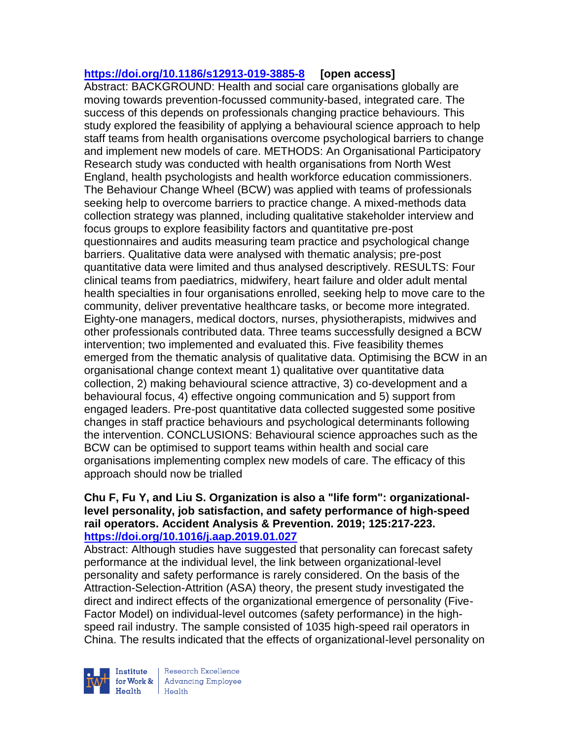**https://doi.org/10.1186/s12913-019-3885-8 [open access]**

Abstract: BACKGROUND: Health and social care organisations globally are moving towards prevention-focussed community-based, integrated care. The success of this depends on professionals changing practice behaviours. This study explored the feasibility of applying a behavioural science approach to help staff teams from health organisations overcome psychological barriers to change and implement new models of care. METHODS: An Organisational Participatory Research study was conducted with health organisations from North West England, health psychologists and health workforce education commissioners. The Behaviour Change Wheel (BCW) was applied with teams of professionals seeking help to overcome barriers to practice change. A mixed-methods data collection strategy was planned, including qualitative stakeholder interview and focus groups to explore feasibility factors and quantitative pre-post questionnaires and audits measuring team practice and psychological change barriers. Qualitative data were analysed with thematic analysis; pre-post quantitative data were limited and thus analysed descriptively. RESULTS: Four clinical teams from paediatrics, midwifery, heart failure and older adult mental health specialties in four organisations enrolled, seeking help to move care to the community, deliver preventative healthcare tasks, or become more integrated. Eighty-one managers, medical doctors, nurses, physiotherapists, midwives and other professionals contributed data. Three teams successfully designed a BCW intervention; two implemented and evaluated this. Five feasibility themes emerged from the thematic analysis of qualitative data. Optimising the BCW in an organisational change context meant 1) qualitative over quantitative data collection, 2) making behavioural science attractive, 3) co-development and a behavioural focus, 4) effective ongoing communication and 5) support from engaged leaders. Pre-post quantitative data collected suggested some positive changes in staff practice behaviours and psychological determinants following the intervention. CONCLUSIONS: Behavioural science approaches such as the BCW can be optimised to support teams within health and social care organisations implementing complex new models of care. The efficacy of this approach should now be trialled

**Chu F, Fu Y, and Liu S. Organization is also a "life form": organizational-level personality, job satisfaction, and safety performance of high-speed rail operators. Accident Analysis & Prevention. 2019; 125:217-223. https://doi.org/10.1016/j.aap.2019.01.027**

Abstract: Although studies have suggested that personality can forecast safety performance at the individual level, the link between organizational-level personality and safety performance is rarely considered. On the basis of the Attraction-Selection-Attrition (ASA) theory, the present study investigated the direct and indirect effects of the organizational emergence of personality (Five-Factor Model) on individual-level outcomes (safety performance) in the high-speed rail industry. The sample consisted of 1035 high-speed rail operators in China. The results indicated that the effects of organizational-level personality on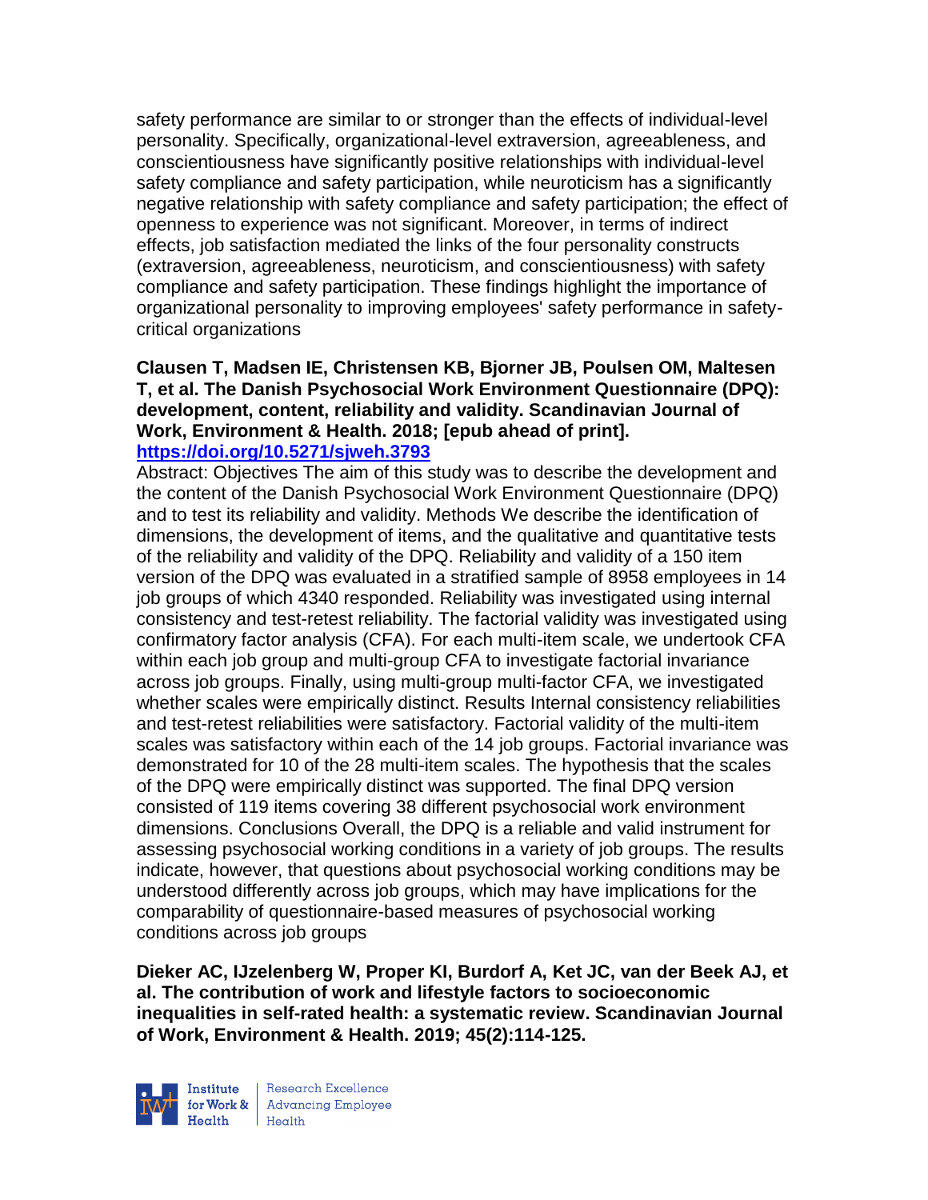safety performance are similar to or stronger than the effects of individual-level personality. Specifically, organizational-level extraversion, agreeableness, and conscientiousness have significantly positive relationships with individual-level safety compliance and safety participation, while neuroticism has a significantly negative relationship with safety compliance and safety participation; the effect of openness to experience was not significant. Moreover, in terms of indirect effects, job satisfaction mediated the links of the four personality constructs (extraversion, agreeableness, neuroticism, and conscientiousness) with safety compliance and safety participation. These findings highlight the importance of organizational personality to improving employees' safety performance in safety-critical organizations

**Clausen T, Madsen IE, Christensen KB, Bjorner JB, Poulsen OM, Maltesen T, et al. The Danish Psychosocial Work Environment Questionnaire (DPQ): development, content, reliability and validity. Scandinavian Journal of Work, Environment & Health. 2018; [epub ahead of print].**
**https://doi.org/10.5271/sjweh.3793**

Abstract: Objectives The aim of this study was to describe the development and the content of the Danish Psychosocial Work Environment Questionnaire (DPQ) and to test its reliability and validity. Methods We describe the identification of dimensions, the development of items, and the qualitative and quantitative tests of the reliability and validity of the DPQ. Reliability and validity of a 150 item version of the DPQ was evaluated in a stratified sample of 8958 employees in 14 job groups of which 4340 responded. Reliability was investigated using internal consistency and test-retest reliability. The factorial validity was investigated using confirmatory factor analysis (CFA). For each multi-item scale, we undertook CFA within each job group and multi-group CFA to investigate factorial invariance across job groups. Finally, using multi-group multi-factor CFA, we investigated whether scales were empirically distinct. Results Internal consistency reliabilities and test-retest reliabilities were satisfactory. Factorial validity of the multi-item scales was satisfactory within each of the 14 job groups. Factorial invariance was demonstrated for 10 of the 28 multi-item scales. The hypothesis that the scales of the DPQ were empirically distinct was supported. The final DPQ version consisted of 119 items covering 38 different psychosocial work environment dimensions. Conclusions Overall, the DPQ is a reliable and valid instrument for assessing psychosocial working conditions in a variety of job groups. The results indicate, however, that questions about psychosocial working conditions may be understood differently across job groups, which may have implications for the comparability of questionnaire-based measures of psychosocial working conditions across job groups

**Dieker AC, IJzelenberg W, Proper KI, Burdorf A, Ket JC, van der Beek AJ, et al. The contribution of work and lifestyle factors to socioeconomic inequalities in self-rated health: a systematic review. Scandinavian Journal of Work, Environment & Health. 2019; 45(2):114-125.**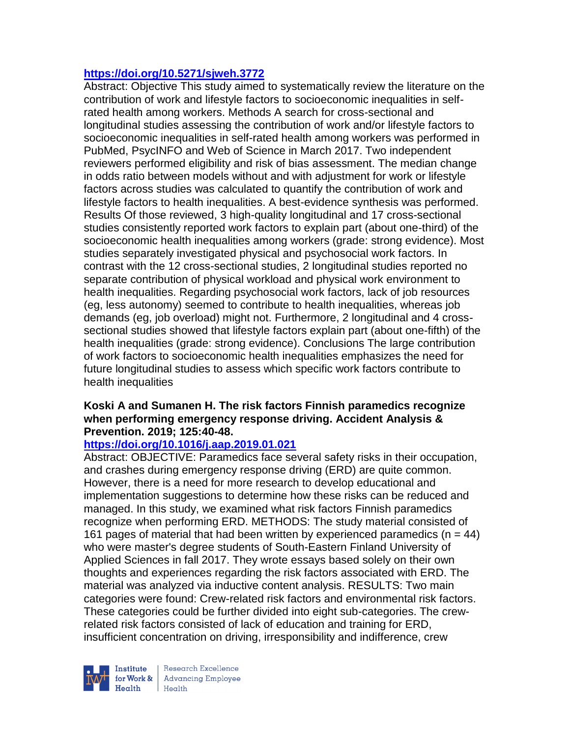https://doi.org/10.5271/sjweh.3772

Abstract: Objective This study aimed to systematically review the literature on the contribution of work and lifestyle factors to socioeconomic inequalities in self-rated health among workers. Methods A search for cross-sectional and longitudinal studies assessing the contribution of work and/or lifestyle factors to socioeconomic inequalities in self-rated health among workers was performed in PubMed, PsycINFO and Web of Science in March 2017. Two independent reviewers performed eligibility and risk of bias assessment. The median change in odds ratio between models without and with adjustment for work or lifestyle factors across studies was calculated to quantify the contribution of work and lifestyle factors to health inequalities. A best-evidence synthesis was performed. Results Of those reviewed, 3 high-quality longitudinal and 17 cross-sectional studies consistently reported work factors to explain part (about one-third) of the socioeconomic health inequalities among workers (grade: strong evidence). Most studies separately investigated physical and psychosocial work factors. In contrast with the 12 cross-sectional studies, 2 longitudinal studies reported no separate contribution of physical workload and physical work environment to health inequalities. Regarding psychosocial work factors, lack of job resources (eg, less autonomy) seemed to contribute to health inequalities, whereas job demands (eg, job overload) might not. Furthermore, 2 longitudinal and 4 cross-sectional studies showed that lifestyle factors explain part (about one-fifth) of the health inequalities (grade: strong evidence). Conclusions The large contribution of work factors to socioeconomic health inequalities emphasizes the need for future longitudinal studies to assess which specific work factors contribute to health inequalities

**Koski A and Sumanen H. The risk factors Finnish paramedics recognize when performing emergency response driving. Accident Analysis & Prevention. 2019; 125:40-48.**

https://doi.org/10.1016/j.aap.2019.01.021

Abstract: OBJECTIVE: Paramedics face several safety risks in their occupation, and crashes during emergency response driving (ERD) are quite common. However, there is a need for more research to develop educational and implementation suggestions to determine how these risks can be reduced and managed. In this study, we examined what risk factors Finnish paramedics recognize when performing ERD. METHODS: The study material consisted of 161 pages of material that had been written by experienced paramedics (n = 44) who were master's degree students of South-Eastern Finland University of Applied Sciences in fall 2017. They wrote essays based solely on their own thoughts and experiences regarding the risk factors associated with ERD. The material was analyzed via inductive content analysis. RESULTS: Two main categories were found: Crew-related risk factors and environmental risk factors. These categories could be further divided into eight sub-categories. The crew-related risk factors consisted of lack of education and training for ERD, insufficient concentration on driving, irresponsibility and indifference, crew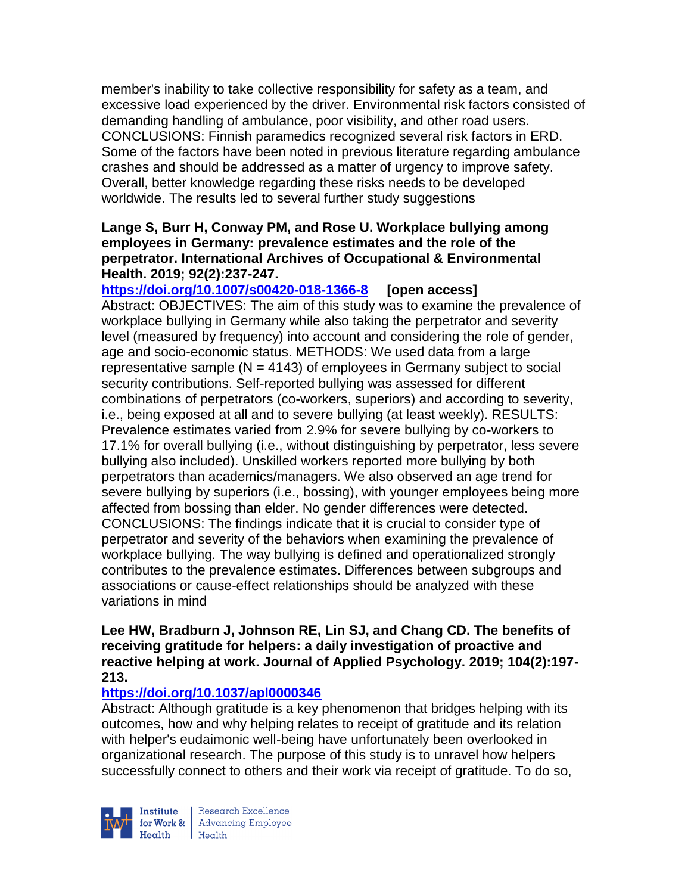member's inability to take collective responsibility for safety as a team, and excessive load experienced by the driver. Environmental risk factors consisted of demanding handling of ambulance, poor visibility, and other road users. CONCLUSIONS: Finnish paramedics recognized several risk factors in ERD. Some of the factors have been noted in previous literature regarding ambulance crashes and should be addressed as a matter of urgency to improve safety. Overall, better knowledge regarding these risks needs to be developed worldwide. The results led to several further study suggestions

**Lange S, Burr H, Conway PM, and Rose U. Workplace bullying among employees in Germany: prevalence estimates and the role of the perpetrator. International Archives of Occupational & Environmental Health. 2019; 92(2):237-247.**

**https://doi.org/10.1007/s00420-018-1366-8 [open access]**

Abstract: OBJECTIVES: The aim of this study was to examine the prevalence of workplace bullying in Germany while also taking the perpetrator and severity level (measured by frequency) into account and considering the role of gender, age and socio-economic status. METHODS: We used data from a large representative sample (N = 4143) of employees in Germany subject to social security contributions. Self-reported bullying was assessed for different combinations of perpetrators (co-workers, superiors) and according to severity, i.e., being exposed at all and to severe bullying (at least weekly). RESULTS: Prevalence estimates varied from 2.9% for severe bullying by co-workers to 17.1% for overall bullying (i.e., without distinguishing by perpetrator, less severe bullying also included). Unskilled workers reported more bullying by both perpetrators than academics/managers. We also observed an age trend for severe bullying by superiors (i.e., bossing), with younger employees being more affected from bossing than elder. No gender differences were detected. CONCLUSIONS: The findings indicate that it is crucial to consider type of perpetrator and severity of the behaviors when examining the prevalence of workplace bullying. The way bullying is defined and operationalized strongly contributes to the prevalence estimates. Differences between subgroups and associations or cause-effect relationships should be analyzed with these variations in mind

**Lee HW, Bradburn J, Johnson RE, Lin SJ, and Chang CD. The benefits of receiving gratitude for helpers: a daily investigation of proactive and reactive helping at work. Journal of Applied Psychology. 2019; 104(2):197-213.**

**https://doi.org/10.1037/apl0000346**

Abstract: Although gratitude is a key phenomenon that bridges helping with its outcomes, how and why helping relates to receipt of gratitude and its relation with helper's eudaimonic well-being have unfortunately been overlooked in organizational research. The purpose of this study is to unravel how helpers successfully connect to others and their work via receipt of gratitude. To do so,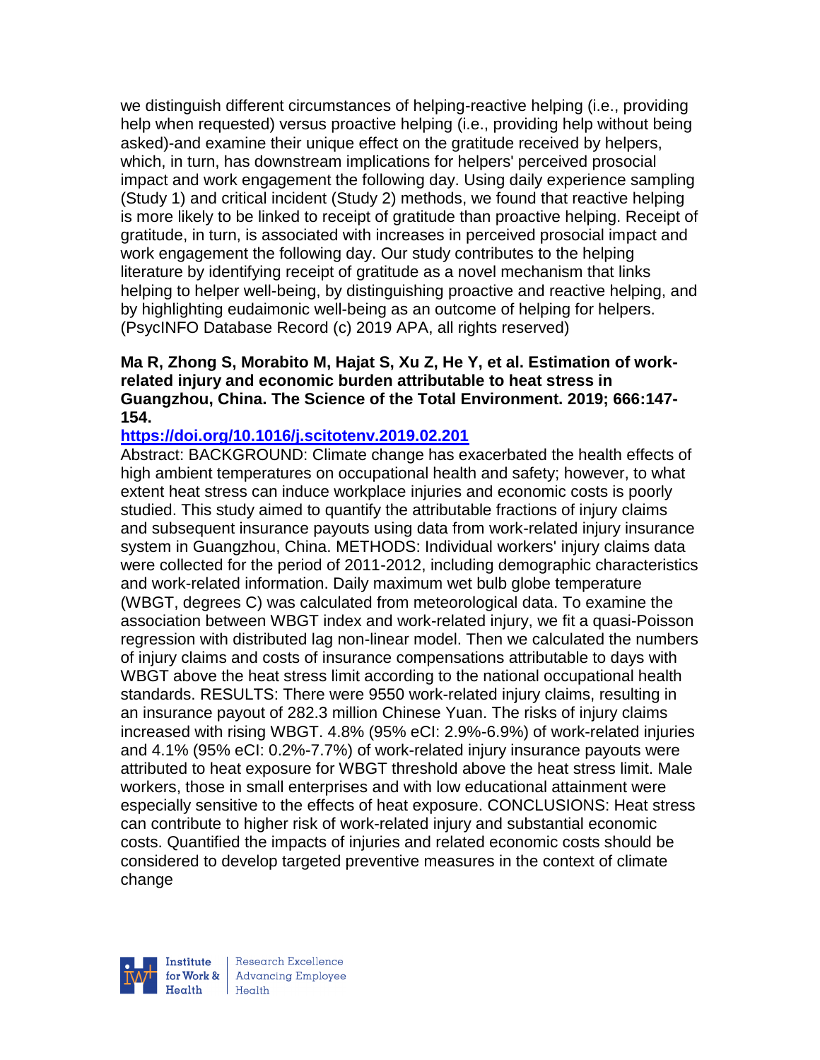we distinguish different circumstances of helping-reactive helping (i.e., providing help when requested) versus proactive helping (i.e., providing help without being asked)-and examine their unique effect on the gratitude received by helpers, which, in turn, has downstream implications for helpers' perceived prosocial impact and work engagement the following day. Using daily experience sampling (Study 1) and critical incident (Study 2) methods, we found that reactive helping is more likely to be linked to receipt of gratitude than proactive helping. Receipt of gratitude, in turn, is associated with increases in perceived prosocial impact and work engagement the following day. Our study contributes to the helping literature by identifying receipt of gratitude as a novel mechanism that links helping to helper well-being, by distinguishing proactive and reactive helping, and by highlighting eudaimonic well-being as an outcome of helping for helpers. (PsycINFO Database Record (c) 2019 APA, all rights reserved)

**Ma R, Zhong S, Morabito M, Hajat S, Xu Z, He Y, et al. Estimation of work-related injury and economic burden attributable to heat stress in Guangzhou, China. The Science of the Total Environment. 2019; 666:147-154.**

**https://doi.org/10.1016/j.scitotenv.2019.02.201**

Abstract: BACKGROUND: Climate change has exacerbated the health effects of high ambient temperatures on occupational health and safety; however, to what extent heat stress can induce workplace injuries and economic costs is poorly studied. This study aimed to quantify the attributable fractions of injury claims and subsequent insurance payouts using data from work-related injury insurance system in Guangzhou, China. METHODS: Individual workers' injury claims data were collected for the period of 2011-2012, including demographic characteristics and work-related information. Daily maximum wet bulb globe temperature (WBGT, degrees C) was calculated from meteorological data. To examine the association between WBGT index and work-related injury, we fit a quasi-Poisson regression with distributed lag non-linear model. Then we calculated the numbers of injury claims and costs of insurance compensations attributable to days with WBGT above the heat stress limit according to the national occupational health standards. RESULTS: There were 9550 work-related injury claims, resulting in an insurance payout of 282.3 million Chinese Yuan. The risks of injury claims increased with rising WBGT. 4.8% (95% eCI: 2.9%-6.9%) of work-related injuries and 4.1% (95% eCI: 0.2%-7.7%) of work-related injury insurance payouts were attributed to heat exposure for WBGT threshold above the heat stress limit. Male workers, those in small enterprises and with low educational attainment were especially sensitive to the effects of heat exposure. CONCLUSIONS: Heat stress can contribute to higher risk of work-related injury and substantial economic costs. Quantified the impacts of injuries and related economic costs should be considered to develop targeted preventive measures in the context of climate change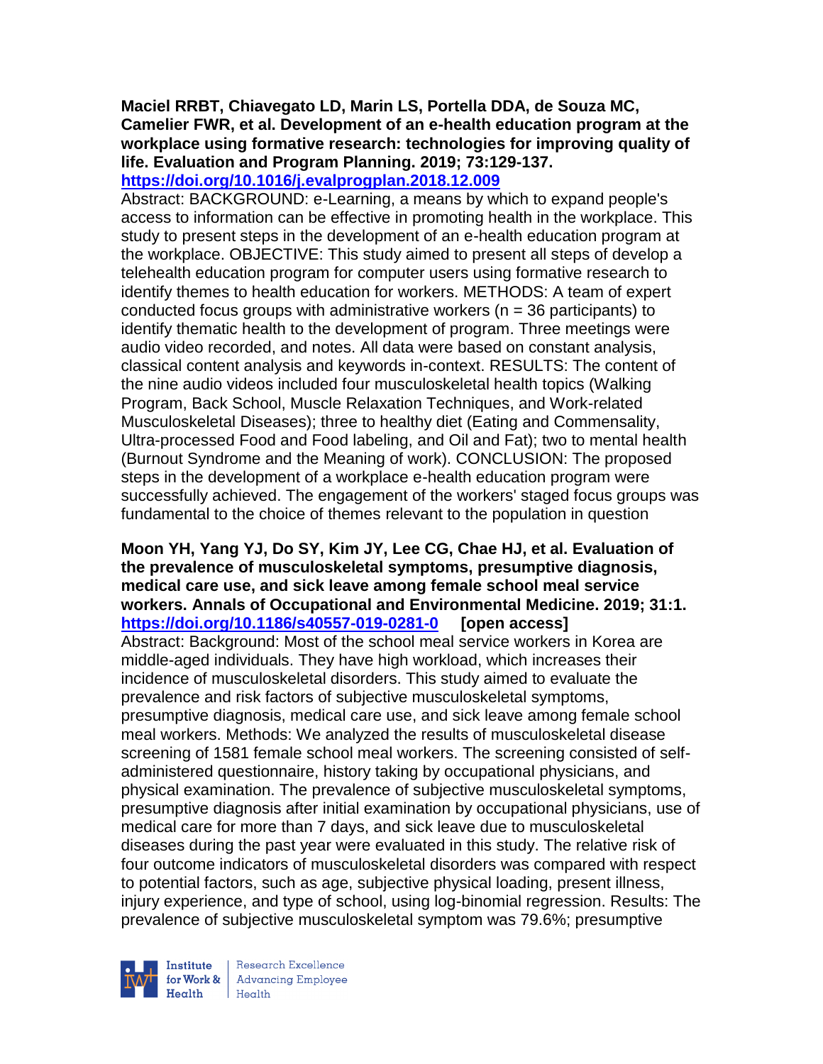**Maciel RRBT, Chiavegato LD, Marin LS, Portella DDA, de Souza MC, Camelier FWR, et al. Development of an e-health education program at the workplace using formative research: technologies for improving quality of life. Evaluation and Program Planning. 2019; 73:129-137. https://doi.org/10.1016/j.evalprogplan.2018.12.009**

Abstract: BACKGROUND: e-Learning, a means by which to expand people's access to information can be effective in promoting health in the workplace. This study to present steps in the development of an e-health education program at the workplace. OBJECTIVE: This study aimed to present all steps of develop a telehealth education program for computer users using formative research to identify themes to health education for workers. METHODS: A team of expert conducted focus groups with administrative workers (n = 36 participants) to identify thematic health to the development of program. Three meetings were audio video recorded, and notes. All data were based on constant analysis, classical content analysis and keywords in-context. RESULTS: The content of the nine audio videos included four musculoskeletal health topics (Walking Program, Back School, Muscle Relaxation Techniques, and Work-related Musculoskeletal Diseases); three to healthy diet (Eating and Commensality, Ultra-processed Food and Food labeling, and Oil and Fat); two to mental health (Burnout Syndrome and the Meaning of work). CONCLUSION: The proposed steps in the development of a workplace e-health education program were successfully achieved. The engagement of the workers' staged focus groups was fundamental to the choice of themes relevant to the population in question

**Moon YH, Yang YJ, Do SY, Kim JY, Lee CG, Chae HJ, et al. Evaluation of the prevalence of musculoskeletal symptoms, presumptive diagnosis, medical care use, and sick leave among female school meal service workers. Annals of Occupational and Environmental Medicine. 2019; 31:1. https://doi.org/10.1186/s40557-019-0281-0 [open access]**

Abstract: Background: Most of the school meal service workers in Korea are middle-aged individuals. They have high workload, which increases their incidence of musculoskeletal disorders. This study aimed to evaluate the prevalence and risk factors of subjective musculoskeletal symptoms, presumptive diagnosis, medical care use, and sick leave among female school meal workers. Methods: We analyzed the results of musculoskeletal disease screening of 1581 female school meal workers. The screening consisted of self-administered questionnaire, history taking by occupational physicians, and physical examination. The prevalence of subjective musculoskeletal symptoms, presumptive diagnosis after initial examination by occupational physicians, use of medical care for more than 7 days, and sick leave due to musculoskeletal diseases during the past year were evaluated in this study. The relative risk of four outcome indicators of musculoskeletal disorders was compared with respect to potential factors, such as age, subjective physical loading, present illness, injury experience, and type of school, using log-binomial regression. Results: The prevalence of subjective musculoskeletal symptom was 79.6%; presumptive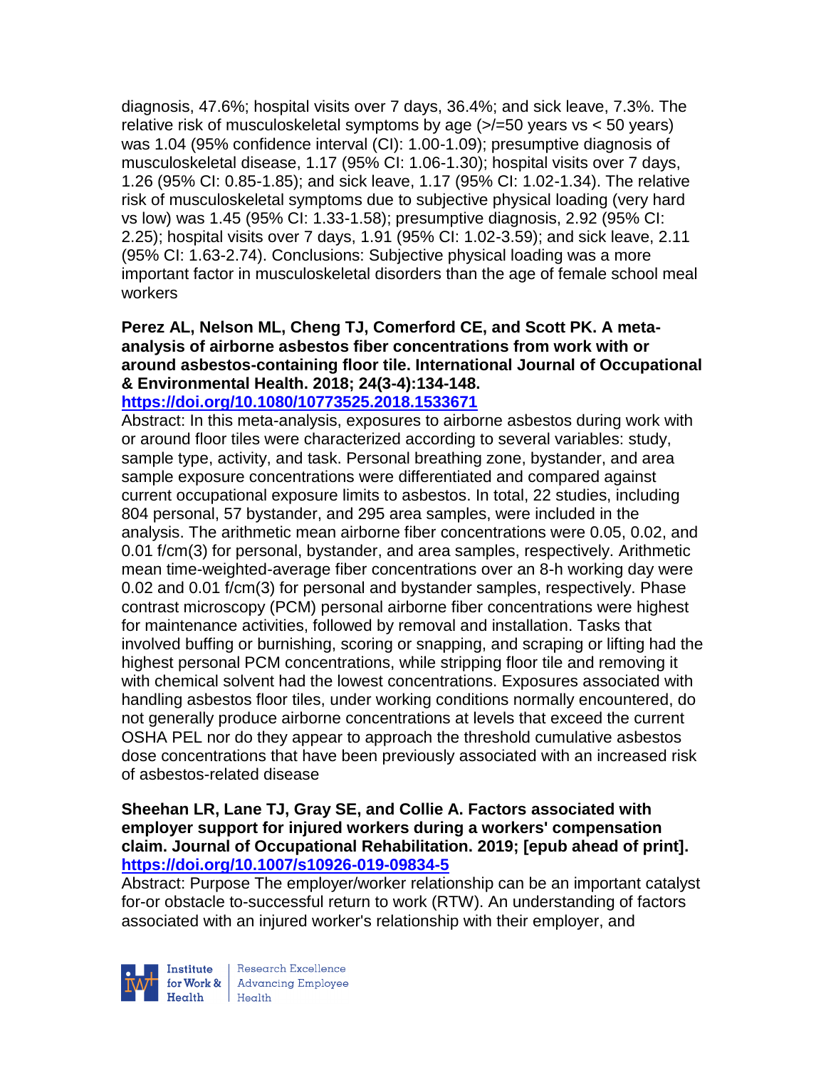diagnosis, 47.6%; hospital visits over 7 days, 36.4%; and sick leave, 7.3%. The relative risk of musculoskeletal symptoms by age (>/=50 years vs < 50 years) was 1.04 (95% confidence interval (CI): 1.00-1.09); presumptive diagnosis of musculoskeletal disease, 1.17 (95% CI: 1.06-1.30); hospital visits over 7 days, 1.26 (95% CI: 0.85-1.85); and sick leave, 1.17 (95% CI: 1.02-1.34). The relative risk of musculoskeletal symptoms due to subjective physical loading (very hard vs low) was 1.45 (95% CI: 1.33-1.58); presumptive diagnosis, 2.92 (95% CI: 2.25); hospital visits over 7 days, 1.91 (95% CI: 1.02-3.59); and sick leave, 2.11 (95% CI: 1.63-2.74). Conclusions: Subjective physical loading was a more important factor in musculoskeletal disorders than the age of female school meal workers

**Perez AL, Nelson ML, Cheng TJ, Comerford CE, and Scott PK. A meta-analysis of airborne asbestos fiber concentrations from work with or around asbestos-containing floor tile. International Journal of Occupational & Environmental Health. 2018; 24(3-4):134-148.**
**https://doi.org/10.1080/10773525.2018.1533671**

Abstract: In this meta-analysis, exposures to airborne asbestos during work with or around floor tiles were characterized according to several variables: study, sample type, activity, and task. Personal breathing zone, bystander, and area sample exposure concentrations were differentiated and compared against current occupational exposure limits to asbestos. In total, 22 studies, including 804 personal, 57 bystander, and 295 area samples, were included in the analysis. The arithmetic mean airborne fiber concentrations were 0.05, 0.02, and 0.01 f/cm(3) for personal, bystander, and area samples, respectively. Arithmetic mean time-weighted-average fiber concentrations over an 8-h working day were 0.02 and 0.01 f/cm(3) for personal and bystander samples, respectively. Phase contrast microscopy (PCM) personal airborne fiber concentrations were highest for maintenance activities, followed by removal and installation. Tasks that involved buffing or burnishing, scoring or snapping, and scraping or lifting had the highest personal PCM concentrations, while stripping floor tile and removing it with chemical solvent had the lowest concentrations. Exposures associated with handling asbestos floor tiles, under working conditions normally encountered, do not generally produce airborne concentrations at levels that exceed the current OSHA PEL nor do they appear to approach the threshold cumulative asbestos dose concentrations that have been previously associated with an increased risk of asbestos-related disease

**Sheehan LR, Lane TJ, Gray SE, and Collie A. Factors associated with employer support for injured workers during a workers' compensation claim. Journal of Occupational Rehabilitation. 2019; [epub ahead of print].**
**https://doi.org/10.1007/s10926-019-09834-5**

Abstract: Purpose The employer/worker relationship can be an important catalyst for-or obstacle to-successful return to work (RTW). An understanding of factors associated with an injured worker's relationship with their employer, and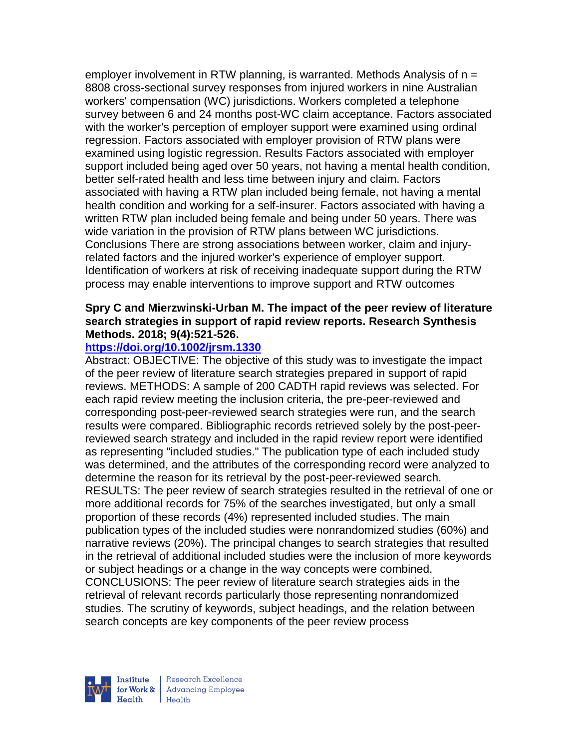employer involvement in RTW planning, is warranted. Methods Analysis of n = 8808 cross-sectional survey responses from injured workers in nine Australian workers' compensation (WC) jurisdictions. Workers completed a telephone survey between 6 and 24 months post-WC claim acceptance. Factors associated with the worker's perception of employer support were examined using ordinal regression. Factors associated with employer provision of RTW plans were examined using logistic regression. Results Factors associated with employer support included being aged over 50 years, not having a mental health condition, better self-rated health and less time between injury and claim. Factors associated with having a RTW plan included being female, not having a mental health condition and working for a self-insurer. Factors associated with having a written RTW plan included being female and being under 50 years. There was wide variation in the provision of RTW plans between WC jurisdictions. Conclusions There are strong associations between worker, claim and injury-related factors and the injured worker's experience of employer support. Identification of workers at risk of receiving inadequate support during the RTW process may enable interventions to improve support and RTW outcomes

**Spry C and Mierzwinski-Urban M. The impact of the peer review of literature search strategies in support of rapid review reports. Research Synthesis Methods. 2018; 9(4):521-526.**

**https://doi.org/10.1002/jrsm.1330**

Abstract: OBJECTIVE: The objective of this study was to investigate the impact of the peer review of literature search strategies prepared in support of rapid reviews. METHODS: A sample of 200 CADTH rapid reviews was selected. For each rapid review meeting the inclusion criteria, the pre-peer-reviewed and corresponding post-peer-reviewed search strategies were run, and the search results were compared. Bibliographic records retrieved solely by the post-peer-reviewed search strategy and included in the rapid review report were identified as representing "included studies." The publication type of each included study was determined, and the attributes of the corresponding record were analyzed to determine the reason for its retrieval by the post-peer-reviewed search. RESULTS: The peer review of search strategies resulted in the retrieval of one or more additional records for 75% of the searches investigated, but only a small proportion of these records (4%) represented included studies. The main publication types of the included studies were nonrandomized studies (60%) and narrative reviews (20%). The principal changes to search strategies that resulted in the retrieval of additional included studies were the inclusion of more keywords or subject headings or a change in the way concepts were combined. CONCLUSIONS: The peer review of literature search strategies aids in the retrieval of relevant records particularly those representing nonrandomized studies. The scrutiny of keywords, subject headings, and the relation between search concepts are key components of the peer review process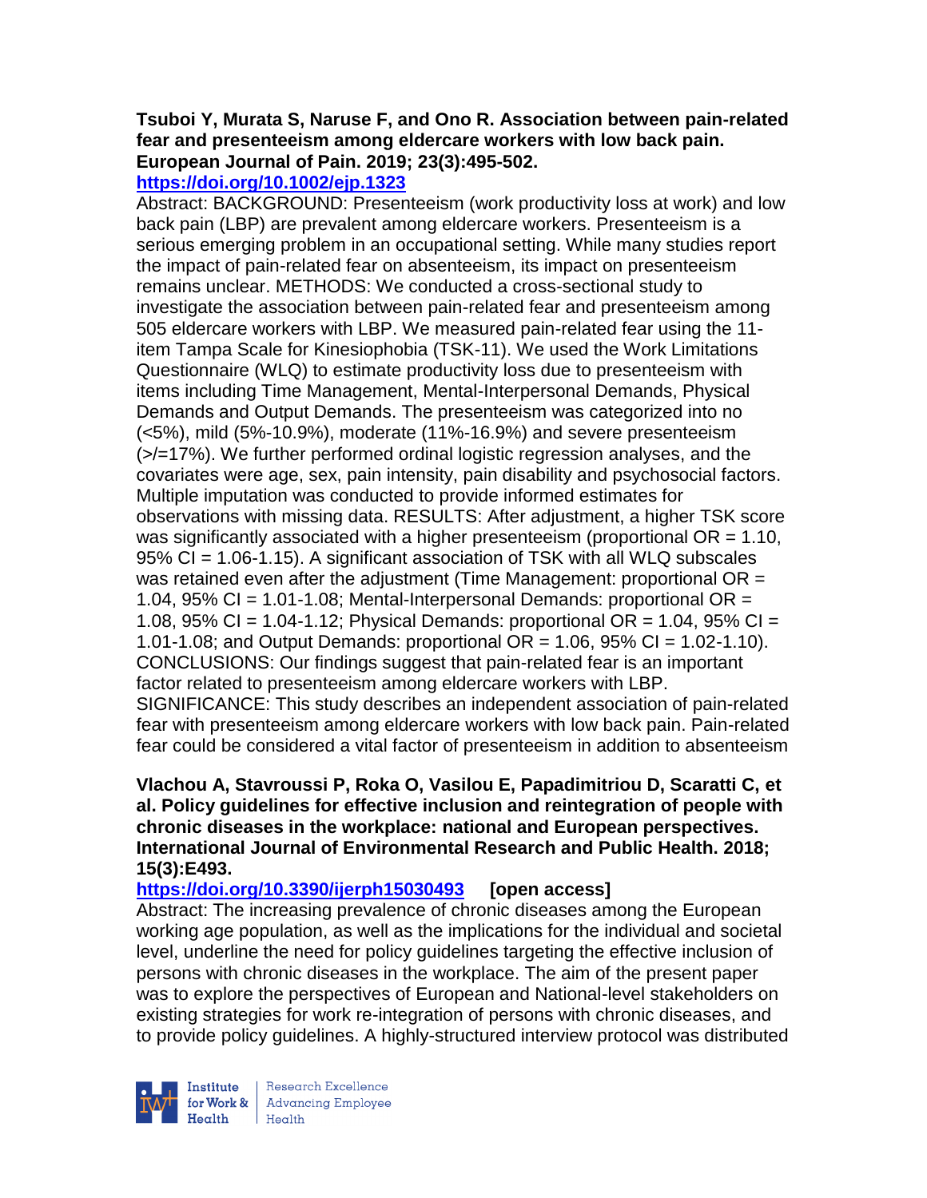**Tsuboi Y, Murata S, Naruse F, and Ono R. Association between pain-related fear and presenteeism among eldercare workers with low back pain. European Journal of Pain. 2019; 23(3):495-502.**
**https://doi.org/10.1002/ejp.1323**

Abstract: BACKGROUND: Presenteeism (work productivity loss at work) and low back pain (LBP) are prevalent among eldercare workers. Presenteeism is a serious emerging problem in an occupational setting. While many studies report the impact of pain-related fear on absenteeism, its impact on presenteeism remains unclear. METHODS: We conducted a cross-sectional study to investigate the association between pain-related fear and presenteeism among 505 eldercare workers with LBP. We measured pain-related fear using the 11-item Tampa Scale for Kinesiophobia (TSK-11). We used the Work Limitations Questionnaire (WLQ) to estimate productivity loss due to presenteeism with items including Time Management, Mental-Interpersonal Demands, Physical Demands and Output Demands. The presenteeism was categorized into no (<5%), mild (5%-10.9%), moderate (11%-16.9%) and severe presenteeism (>/=17%). We further performed ordinal logistic regression analyses, and the covariates were age, sex, pain intensity, pain disability and psychosocial factors. Multiple imputation was conducted to provide informed estimates for observations with missing data. RESULTS: After adjustment, a higher TSK score was significantly associated with a higher presenteeism (proportional OR = 1.10, 95% CI = 1.06-1.15). A significant association of TSK with all WLQ subscales was retained even after the adjustment (Time Management: proportional OR = 1.04, 95% CI = 1.01-1.08; Mental-Interpersonal Demands: proportional OR = 1.08, 95% CI = 1.04-1.12; Physical Demands: proportional OR = 1.04, 95% CI = 1.01-1.08; and Output Demands: proportional OR = 1.06, 95% CI = 1.02-1.10). CONCLUSIONS: Our findings suggest that pain-related fear is an important factor related to presenteeism among eldercare workers with LBP. SIGNIFICANCE: This study describes an independent association of pain-related fear with presenteeism among eldercare workers with low back pain. Pain-related fear could be considered a vital factor of presenteeism in addition to absenteeism

**Vlachou A, Stavroussi P, Roka O, Vasilou E, Papadimitriou D, Scaratti C, et al. Policy guidelines for effective inclusion and reintegration of people with chronic diseases in the workplace: national and European perspectives. International Journal of Environmental Research and Public Health. 2018; 15(3):E493.**
**https://doi.org/10.3390/ijerph15030493 [open access]**

Abstract: The increasing prevalence of chronic diseases among the European working age population, as well as the implications for the individual and societal level, underline the need for policy guidelines targeting the effective inclusion of persons with chronic diseases in the workplace. The aim of the present paper was to explore the perspectives of European and National-level stakeholders on existing strategies for work re-integration of persons with chronic diseases, and to provide policy guidelines. A highly-structured interview protocol was distributed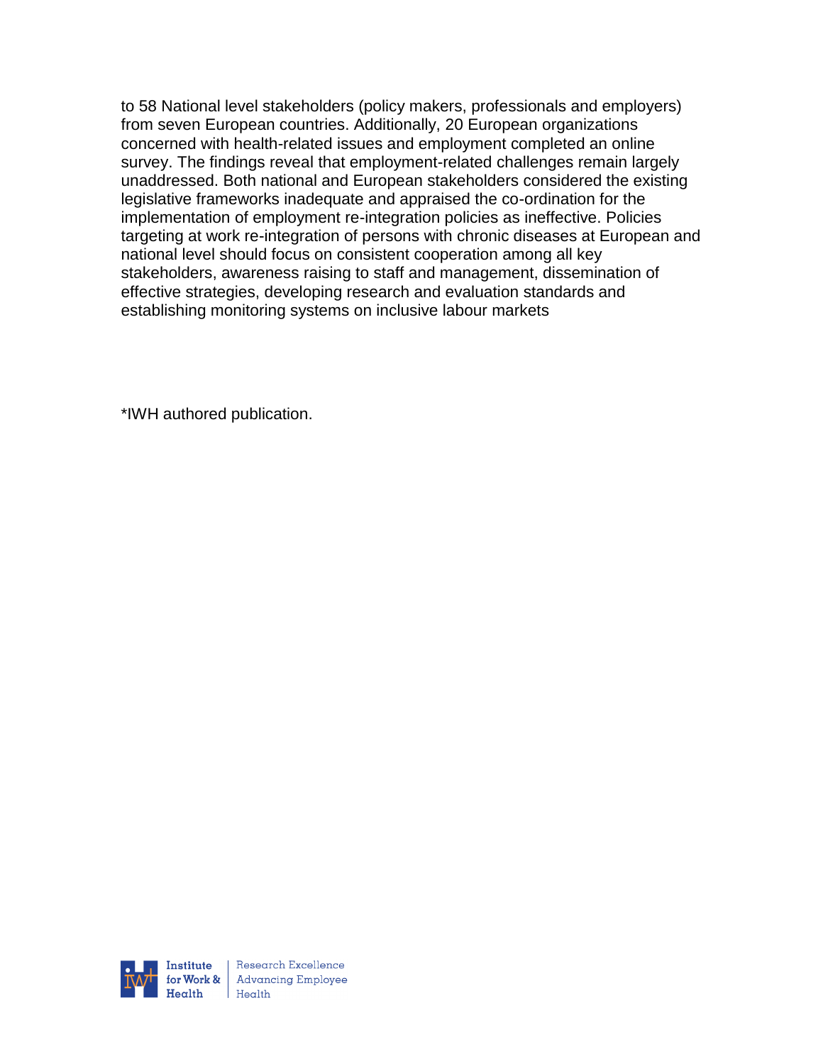to 58 National level stakeholders (policy makers, professionals and employers) from seven European countries. Additionally, 20 European organizations concerned with health-related issues and employment completed an online survey. The findings reveal that employment-related challenges remain largely unaddressed. Both national and European stakeholders considered the existing legislative frameworks inadequate and appraised the co-ordination for the implementation of employment re-integration policies as ineffective. Policies targeting at work re-integration of persons with chronic diseases at European and national level should focus on consistent cooperation among all key stakeholders, awareness raising to staff and management, dissemination of effective strategies, developing research and evaluation standards and establishing monitoring systems on inclusive labour markets

*IWH authored publication.